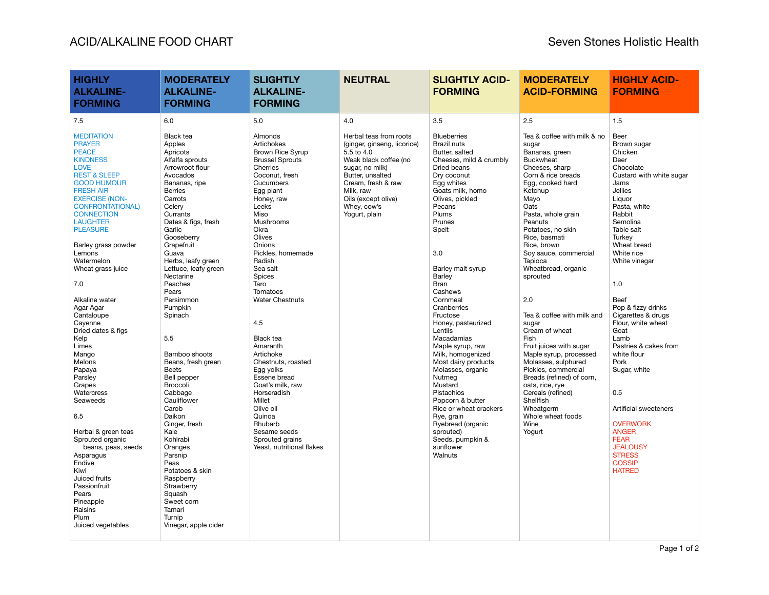# ACID/ALKALINE FOOD CHART

Seven Stones Holistic Health

| HIGHLY ALKALINE-FORMING | MODERATELY ALKALINE-FORMING | SLIGHTLY ALKALINE-FORMING | NEUTRAL | SLIGHTLY ACID-FORMING | MODERATELY ACID-FORMING | HIGHLY ACID-FORMING |
|---|---|---|---|---|---|---|
| 7.5<br><br>MEDITATION<br>PRAYER<br>PEACE<br>KINDNESS<br>LOVE<br>REST & SLEEP<br>GOOD HUMOUR<br>FRESH AIR<br>EXERCISE (NON-CONFRONTATIONAL)<br>CONNECTION<br>LAUGHTER<br>PLEASURE<br><br>Barley grass powder<br>Lemons<br>Watermelon<br>Wheat grass juice<br><br>7.0<br><br>Alkaline water<br>Agar Agar<br>Cantaloupe<br>Cayenne<br>Dried dates & figs<br>Kelp<br>Limes<br>Mango<br>Melons<br>Papaya<br>Parsley<br>Grapes<br>Watercress<br>Seaweeds<br><br>6.5<br><br>Herbal & green teas<br>Sprouted organic beans, peas, seeds<br>Asparagus<br>Endive<br>Kiwi<br>Juiced fruits<br>Passionfruit<br>Pears<br>Pineapple<br>Raisins<br>Plum<br>Juiced vegetables | 6.0<br><br>Black tea<br>Apples<br>Apricots<br>Alfalfa sprouts<br>Arrowroot flour<br>Avocados<br>Bananas, ripe<br>Berries<br>Carrots<br>Celery<br>Currants<br>Dates & figs, fresh<br>Garlic<br>Gooseberry<br>Grapefruit<br>Guava<br>Herbs, leafy green<br>Lettuce, leafy green<br>Nectarine<br>Peaches<br>Pears<br>Persimmon<br>Pumpkin<br>Spinach<br><br>5.5<br><br>Bamboo shoots<br>Beans, fresh green<br>Beets<br>Bell pepper<br>Broccoli<br>Cabbage<br>Cauliflower<br>Carob<br>Daikon<br>Ginger, fresh<br>Kale<br>Kohlrabi<br>Oranges<br>Parsnip<br>Peas<br>Potatoes & skin<br>Raspberry<br>Strawberry<br>Squash<br>Sweet corn<br>Tamari<br>Turnip<br>Vinegar, apple cider | 5.0<br><br>Almonds<br>Artichokes<br>Brown Rice Syrup<br>Brussel Sprouts<br>Cherries<br>Coconut, fresh<br>Cucumbers<br>Egg plant<br>Honey, raw<br>Leeks<br>Miso<br>Mushrooms<br>Okra<br>Olives<br>Onions<br>Pickles, homemade<br>Radish<br>Sea salt<br>Spices<br>Taro<br>Tomatoes<br>Water Chestnuts<br><br>4.5<br><br>Black tea<br>Amaranth<br>Artichoke<br>Chestnuts, roasted<br>Egg yolks<br>Essene bread<br>Goat's milk, raw<br>Horseradish<br>Millet<br>Olive oil<br>Quinoa<br>Rhubarb<br>Sesame seeds<br>Sprouted grains<br>Yeast, nutritional flakes | 4.0<br><br>Herbal teas from roots (ginger, ginseng, licorice) 5.5 to 4.0<br>Weak black coffee (no sugar, no milk)<br>Butter, unsalted<br>Cream, fresh & raw<br>Milk, raw<br>Oils (except olive)<br>Whey, cow's<br>Yogurt, plain | 3.5<br><br>Blueberries<br>Brazil nuts<br>Butter, salted<br>Cheeses, mild & crumbly<br>Dried beans<br>Dry coconut<br>Egg whites<br>Goats milk, homo<br>Olives, pickled<br>Pecans<br>Plums<br>Prunes<br>Spelt<br><br>3.0<br><br>Barley malt syrup<br>Barley<br>Bran<br>Cashews<br>Cornmeal<br>Cranberries<br>Fructose<br>Honey, pasteurized<br>Lentils<br>Macadamias<br>Maple syrup, raw<br>Milk, homogenized<br>Most dairy products<br>Molasses, organic<br>Nutmeg<br>Mustard<br>Pistachios<br>Popcorn & butter<br>Rice or wheat crackers<br>Rye, grain<br>Ryebread (organic sprouted)<br>Seeds, pumpkin & sunflower<br>Walnuts | 2.5<br><br>Tea & coffee with milk & no sugar<br>Bananas, green<br>Buckwheat<br>Cheeses, sharp<br>Corn & rice breads<br>Egg, cooked hard<br>Ketchup<br>Mayo<br>Oats<br>Pasta, whole grain<br>Peanuts<br>Potatoes, no skin<br>Rice, basmati<br>Rice, brown<br>Soy sauce, commercial<br>Tapioca<br>Wheatbread, organic sprouted<br><br>2.0<br><br>Tea & coffee with milk and sugar<br>Cream of wheat<br>Fish<br>Fruit juices with sugar<br>Maple syrup, processed<br>Molasses, sulphured<br>Pickles, commercial<br>Breads (refined) of corn, oats, rice, rye<br>Cereals (refined)<br>Shellfish<br>Wheatgerm<br>Whole wheat foods<br>Wine<br>Yogurt | 1.5<br><br>Beer<br>Brown sugar<br>Chicken<br>Deer<br>Chocolate<br>Custard with white sugar<br>Jams<br>Jellies<br>Liquor<br>Pasta, white<br>Rabbit<br>Semolina<br>Table salt<br>Turkey<br>Wheat bread<br>White rice<br>White vinegar<br><br>1.0<br><br>Beef<br>Pop & fizzy drinks<br>Cigarettes & drugs<br>Flour, white wheat<br>Goat<br>Lamb<br>Pastries & cakes from white flour<br>Pork<br>Sugar, white<br><br>0.5<br><br>Artificial sweeteners<br><br>OVERWORK<br>ANGER<br>FEAR<br>JEALOUSY<br>STRESS<br>GOSSIP<br>HATRED |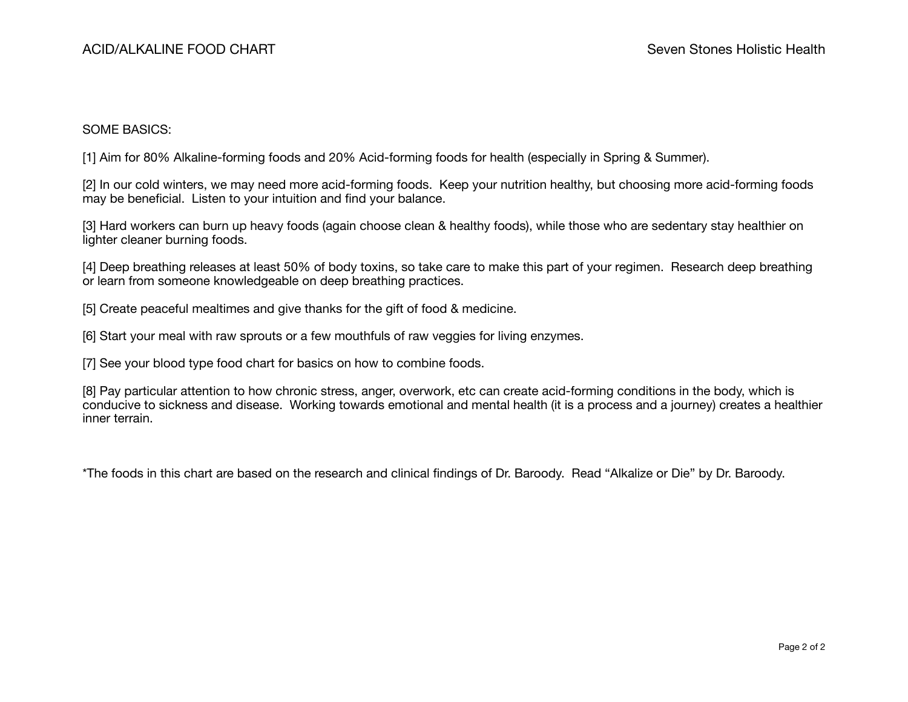SOME BASICS:

[1] Aim for 80% Alkaline-forming foods and 20% Acid-forming foods for health (especially in Spring & Summer).

[2] In our cold winters, we may need more acid-forming foods. Keep your nutrition healthy, but choosing more acid-forming foods may be beneficial. Listen to your intuition and find your balance.

[3] Hard workers can burn up heavy foods (again choose clean & healthy foods), while those who are sedentary stay healthier on lighter cleaner burning foods.

[4] Deep breathing releases at least 50% of body toxins, so take care to make this part of your regimen. Research deep breathing or learn from someone knowledgeable on deep breathing practices.

[5] Create peaceful mealtimes and give thanks for the gift of food & medicine.

[6] Start your meal with raw sprouts or a few mouthfuls of raw veggies for living enzymes.

[7] See your blood type food chart for basics on how to combine foods.

[8] Pay particular attention to how chronic stress, anger, overwork, etc can create acid-forming conditions in the body, which is conducive to sickness and disease. Working towards emotional and mental health (it is a process and a journey) creates a healthier inner terrain.

*The foods in this chart are based on the research and clinical findings of Dr. Baroody. Read “Alkalize or Die” by Dr. Baroody.